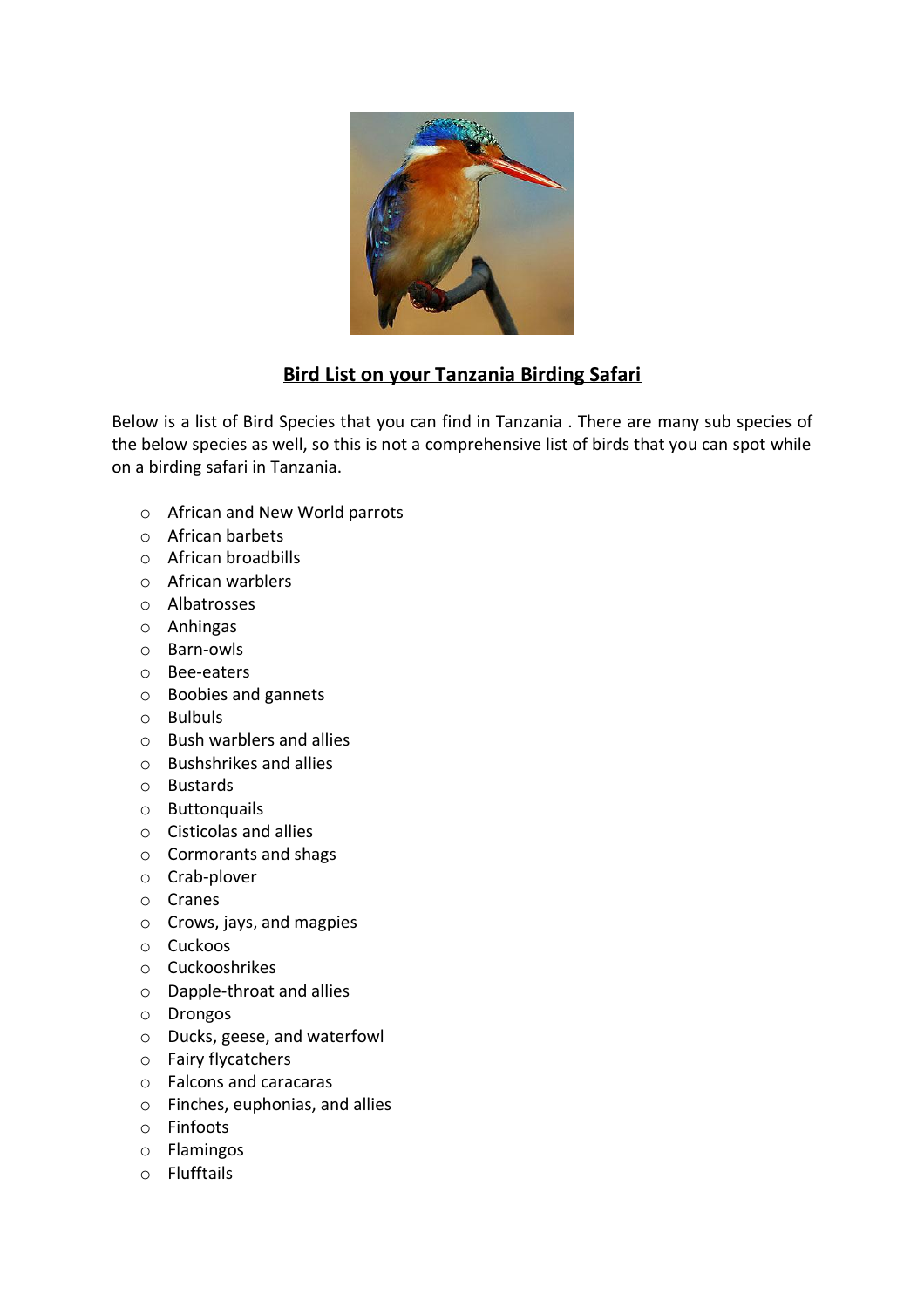## Bird List on your Tanzania Birding Safari

Below is a list of Bird Species that you can find in Tanzania . There are many sub species of the below species as well, so this is not a comprehensive list of birds that you can spot while on a birding safari in Tanzania.

- African and New World parrots
- African barbets
- African broadbills
- African warblers
- Albatrosses
- Anhingas
- Barn-owls
- Bee-eaters
- Boobies and gannets
- Bulbuls
- Bush warblers and allies
- Bushshrikes and allies
- Bustards
- Buttonquails
- Cisticolas and allies
- Cormorants and shags
- Crab-plover
- Cranes
- Crows, jays, and magpies
- Cuckoos
- Cuckooshrikes
- Dapple-throat and allies
- Drongos
- Ducks, geese, and waterfowl
- Fairy flycatchers
- Falcons and caracaras
- Finches, euphonias, and allies
- Finfoots
- Flamingos
- Flufftails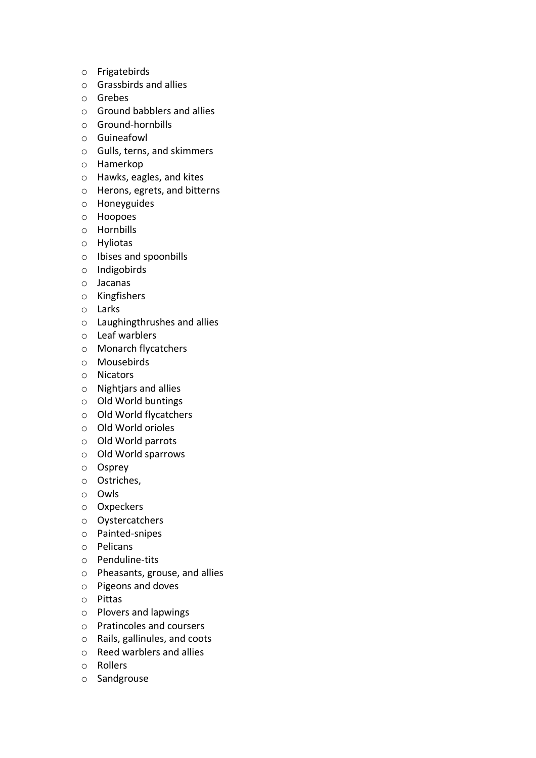- Frigatebirds
- Grassbirds and allies
- Grebes
- Ground babblers and allies
- Ground-hornbills
- Guineafowl
- Gulls, terns, and skimmers
- Hamerkop
- Hawks, eagles, and kites
- Herons, egrets, and bitterns
- Honeyguides
- Hoopoes
- Hornbills
- Hyliotas
- Ibises and spoonbills
- Indigobirds
- Jacanas
- Kingfishers
- Larks
- Laughingthrushes and allies
- Leaf warblers
- Monarch flycatchers
- Mousebirds
- Nicators
- Nightjars and allies
- Old World buntings
- Old World flycatchers
- Old World orioles
- Old World parrots
- Old World sparrows
- Osprey
- Ostriches,
- Owls
- Oxpeckers
- Oystercatchers
- Painted-snipes
- Pelicans
- Penduline-tits
- Pheasants, grouse, and allies
- Pigeons and doves
- Pittas
- Plovers and lapwings
- Pratincoles and coursers
- Rails, gallinules, and coots
- Reed warblers and allies
- Rollers
- Sandgrouse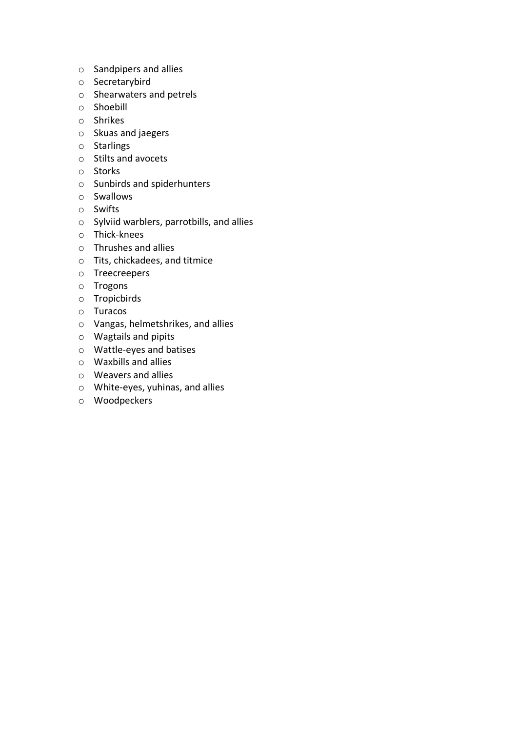- Sandpipers and allies
- Secretarybird
- Shearwaters and petrels
- Shoebill
- Shrikes
- Skuas and jaegers
- Starlings
- Stilts and avocets
- Storks
- Sunbirds and spiderhunters
- Swallows
- Swifts
- Sylviid warblers, parrotbills, and allies
- Thick-knees
- Thrushes and allies
- Tits, chickadees, and titmice
- Treecreepers
- Trogons
- Tropicbirds
- Turacos
- Vangas, helmetshrikes, and allies
- Wagtails and pipits
- Wattle-eyes and batises
- Waxbills and allies
- Weavers and allies
- White-eyes, yuhinas, and allies
- Woodpeckers